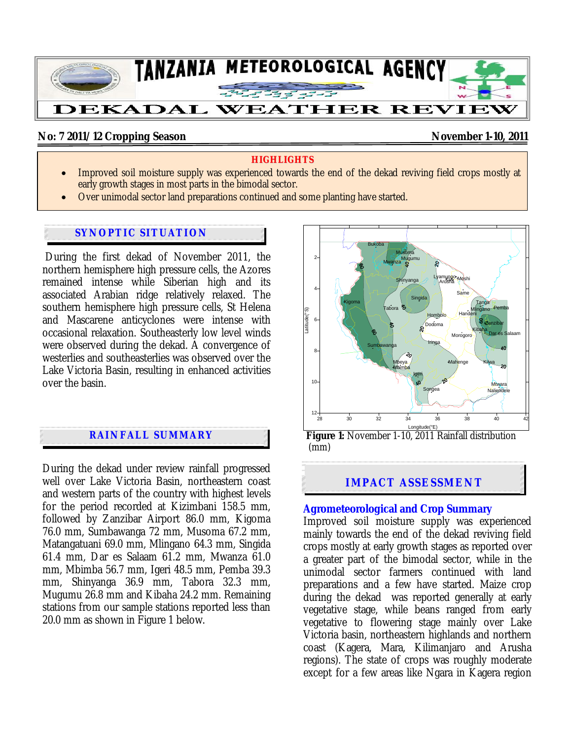# TANZANIA METEOROLOGICAL AGENCY

# DEKADAL WEATHER REVIEW

**No: 7 2011/12 Cropping Season** **November 1-10, 2011**

**HIGHLIGHTS**

- Improved soil moisture supply was experienced towards the end of the dekad reviving field crops mostly at early growth stages in most parts in the bimodal sector.
- Over unimodal sector land preparations continued and some planting have started.

## SYNOPTIC SITUATION

During the first dekad of November 2011, the northern hemisphere high pressure cells, the Azores remained intense while Siberian high and its associated Arabian ridge relatively relaxed. The southern hemisphere high pressure cells, St Helena and Mascarene anticyclones were intense with occasional relaxation. Southeasterly low level winds were observed during the dekad. A convergence of westerlies and southeasterlies was observed over the Lake Victoria Basin, resulting in enhanced activities over the basin.

## RAINFALL SUMMARY

During the dekad under review rainfall progressed well over Lake Victoria Basin, northeastern coast and western parts of the country with highest levels for the period recorded at Kizimbani 158.5 mm, followed by Zanzibar Airport 86.0 mm, Kigoma 76.0 mm, Sumbawanga 72 mm, Musoma 67.2 mm, Matangatuani 69.0 mm, Mlingano 64.3 mm, Singida 61.4 mm, Dar es Salaam 61.2 mm, Mwanza 61.0 mm, Mbimba 56.7 mm, Igeri 48.5 mm, Pemba 39.3 mm, Shinyanga 36.9 mm, Tabora 32.3 mm, Mugumu 26.8 mm and Kibaha 24.2 mm. Remaining stations from our sample stations reported less than 20.0 mm as shown in Figure 1 below.

**Figure 1:** November 1-10, 2011 Rainfall distribution (mm)

## IMPACT ASSESSMENT

### Agrometeorological and Crop Summary

Improved soil moisture supply was experienced mainly towards the end of the dekad reviving field crops mostly at early growth stages as reported over a greater part of the bimodal sector, while in the unimodal sector farmers continued with land preparations and a few have started. Maize crop during the dekad was reported generally at early vegetative stage, while beans ranged from early vegetative to flowering stage mainly over Lake Victoria basin, northeastern highlands and northern coast (Kagera, Mara, Kilimanjaro and Arusha regions). The state of crops was roughly moderate except for a few areas like Ngara in Kagera region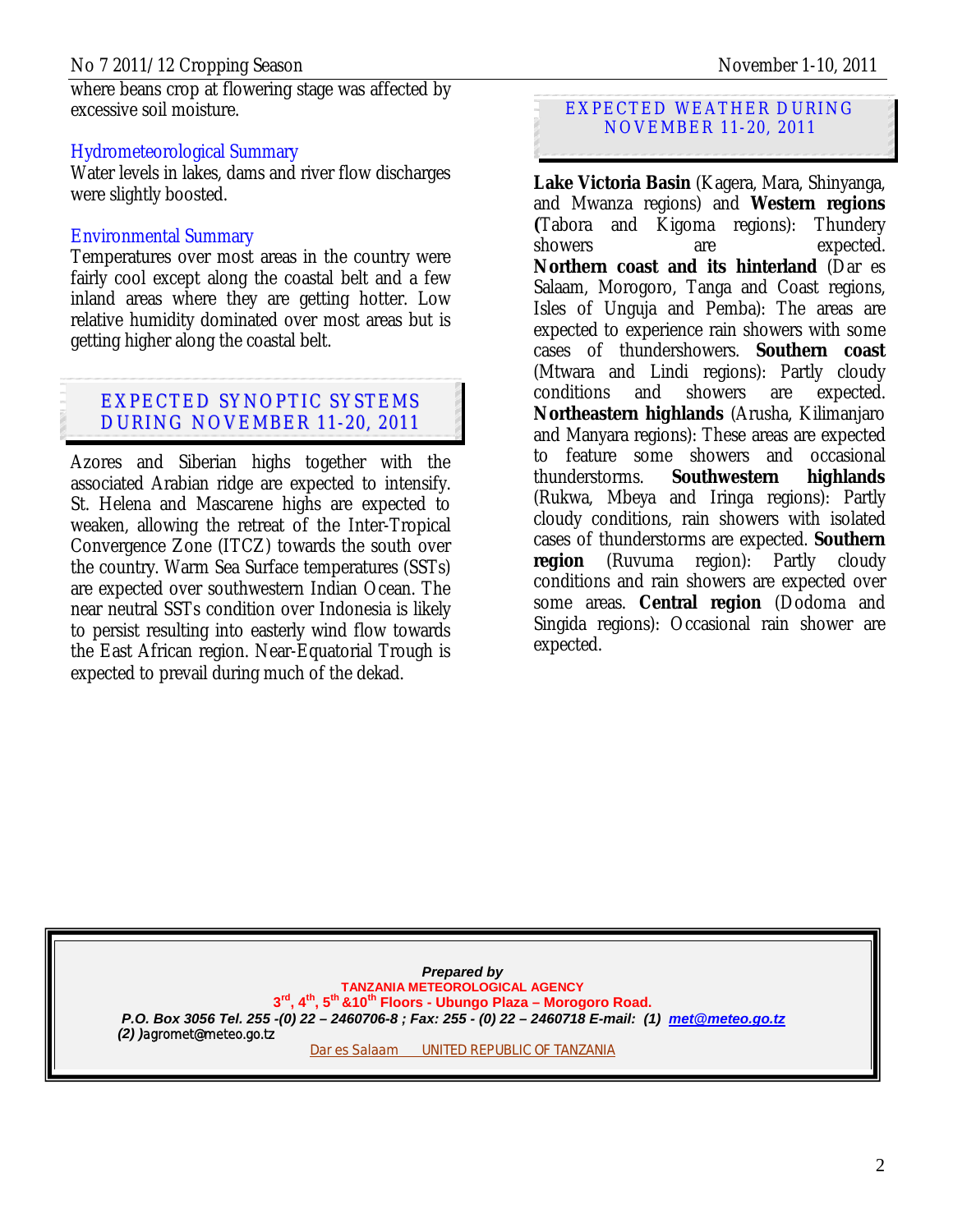where beans crop at flowering stage was affected by excessive soil moisture.

### Hydrometeorological Summary

Water levels in lakes, dams and river flow discharges were slightly boosted.

### Environmental Summary

Temperatures over most areas in the country were fairly cool except along the coastal belt and a few inland areas where they are getting hotter. Low relative humidity dominated over most areas but is getting higher along the coastal belt.

## EXPECTED SYNOPTIC SYSTEMS DURING NOVEMBER 11-20, 2011

Azores and Siberian highs together with the associated Arabian ridge are expected to intensify. St. Helena and Mascarene highs are expected to weaken, allowing the retreat of the Inter-Tropical Convergence Zone (ITCZ) towards the south over the country. Warm Sea Surface temperatures (SSTs) are expected over southwestern Indian Ocean. The near neutral SSTs condition over Indonesia is likely to persist resulting into easterly wind flow towards the East African region. Near-Equatorial Trough is expected to prevail during much of the dekad.

## EXPECTED WEATHER DURING NOVEMBER 11-20, 2011

**Lake Victoria Basin** (Kagera, Mara, Shinyanga, and Mwanza regions) and **Western regions (**Tabora and Kigoma regions): Thundery showers are expected. **Northern coast and its hinterland** (Dar es Salaam, Morogoro, Tanga and Coast regions, Isles of Unguja and Pemba): The areas are expected to experience rain showers with some cases of thundershowers. **Southern coast** (Mtwara and Lindi regions): Partly cloudy conditions and showers are expected. **Northeastern highlands** (Arusha, Kilimanjaro and Manyara regions): These areas are expected to feature some showers and occasional thunderstorms. **Southwestern highlands** (Rukwa, Mbeya and Iringa regions): Partly cloudy conditions, rain showers with isolated cases of thunderstorms are expected. **Southern region** (Ruvuma region): Partly cloudy conditions and rain showers are expected over some areas. **Central region** (Dodoma and Singida regions): Occasional rain shower are expected.

***Prepared by***

**TANZANIA METEOROLOGICAL AGENCY**

**3rd, 4th, 5th &10th Floors - Ubungo Plaza – Morogoro Road.**

***P.O. Box 3056 Tel. 255 -(0) 22 – 2460706-8 ; Fax: 255 - (0) 22 – 2460718 E-mail: (1) met@meteo.go.tz***

***(2) )***agromet@meteo.go.tz

Dar es Salaam UNITED REPUBLIC OF TANZANIA